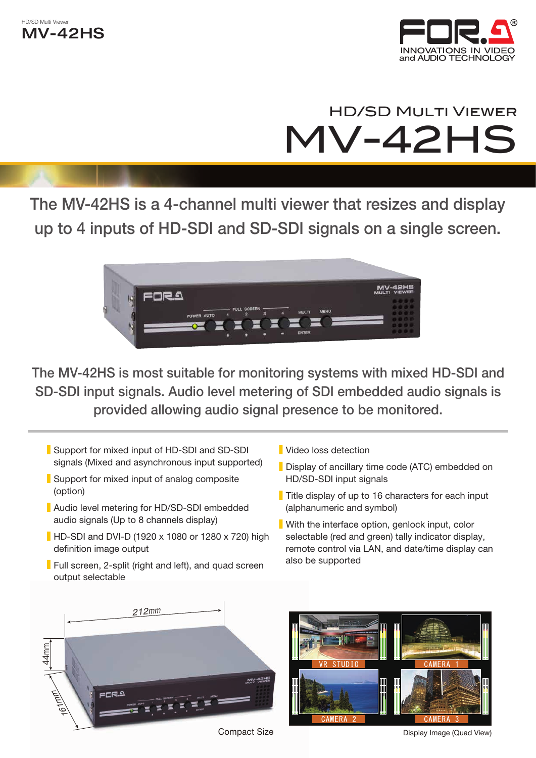HD/SD Multi Viewer
**MV-42HS**

# HD/SD Multi Viewer
# MV-42HS

## The MV-42HS is a 4-channel multi viewer that resizes and display up to 4 inputs of HD-SDI and SD-SDI signals on a single screen.

The MV-42HS is most suitable for monitoring systems with mixed HD-SDI and SD-SDI input signals. Audio level metering of SDI embedded audio signals is provided allowing audio signal presence to be monitored.

- Support for mixed input of HD-SDI and SD-SDI signals (Mixed and asynchronous input supported)
- Support for mixed input of analog composite (option)
- Audio level metering for HD/SD-SDI embedded audio signals (Up to 8 channels display)
- HD-SDI and DVI-D (1920 x 1080 or 1280 x 720) high definition image output
- Full screen, 2-split (right and left), and quad screen output selectable
- Video loss detection
- Display of ancillary time code (ATC) embedded on HD/SD-SDI input signals
- Title display of up to 16 characters for each input (alphanumeric and symbol)
- With the interface option, genlock input, color selectable (red and green) tally indicator display, remote control via LAN, and date/time display can also be supported

212mm
44mm
161mm

Compact Size

Display Image (Quad View)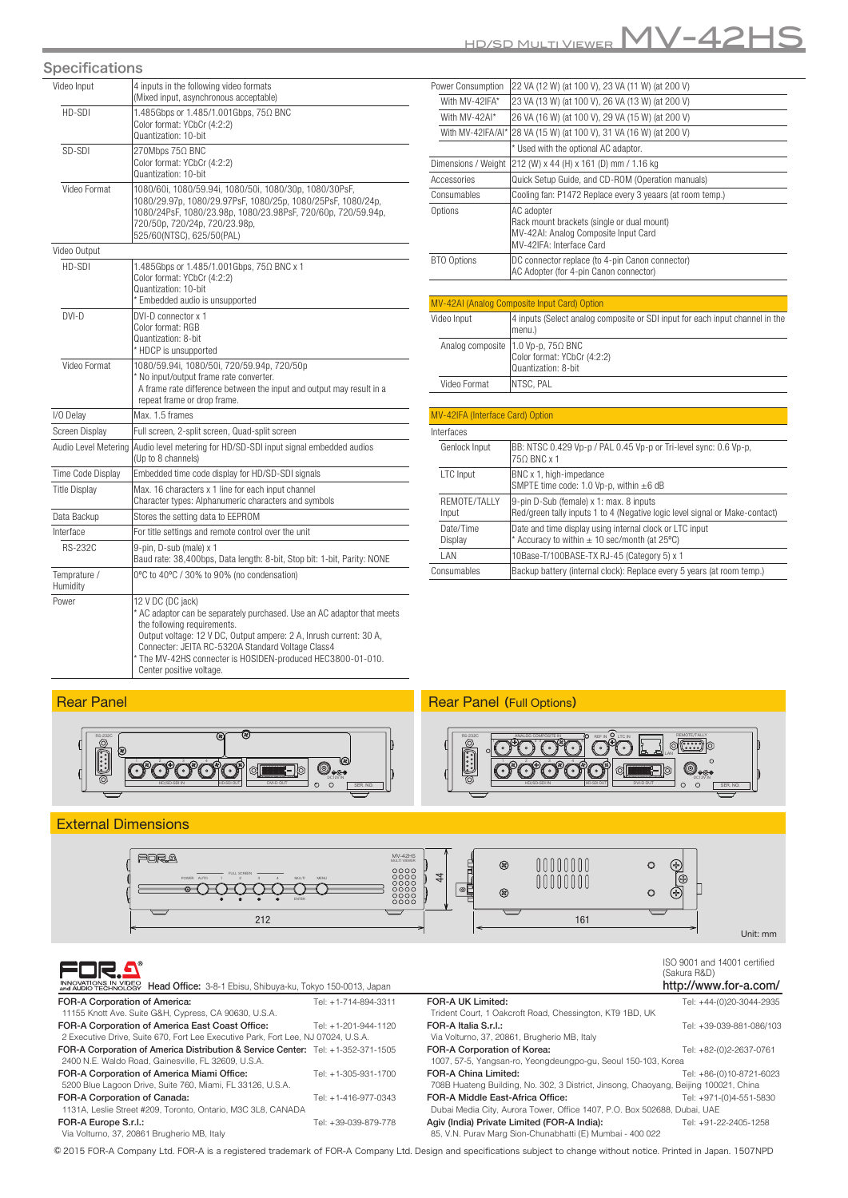# HD/SD MULTI VIEWER MV-42HS

## Specifications

| | |
|---|---|
| Video Input | 4 inputs in the following video formats (Mixed input, asynchronous acceptable) |
| HD-SDI | 1.485Gbps or 1.485/1.001Gbps, 75Ω BNC<br>Color format: YCbCr (4:2:2)<br>Quantization: 10-bit |
| SD-SDI | 270Mbps 75Ω BNC<br>Color format: YCbCr (4:2:2)<br>Quantization: 10-bit |
| Video Format | 1080/60i, 1080/59.94i, 1080/50i, 1080/30p, 1080/30PsF, 1080/29.97p, 1080/29.97PsF, 1080/25p, 1080/25PsF, 1080/24p, 1080/24PsF, 1080/23.98p, 1080/23.98PsF, 720/60p, 720/59.94p, 720/50p, 720/24p, 720/23.98p, 525/60(NTSC), 625/50(PAL) |
| Video Output | |
| HD-SDI | 1.485Gbps or 1.485/1.001Gbps, 75Ω BNC x 1<br>Color format: YCbCr (4:2:2)<br>Quantization: 10-bit<br>* Embedded audio is unsupported |
| DVI-D | DVI-D connector x 1<br>Color format: RGB<br>Quantization: 8-bit<br>* HDCP is unsupported |
| Video Format | 1080/59.94i, 1080/50i, 720/59.94p, 720/50p<br>* No input/output frame rate converter.<br>A frame rate difference between the input and output may result in a repeat frame or drop frame. |
| I/O Delay | Max. 1.5 frames |
| Screen Display | Full screen, 2-split screen, Quad-split screen |
| Audio Level Metering | Audio level metering for HD/SD-SDI input signal embedded audios (Up to 8 channels) |
| Time Code Display | Embedded time code display for HD/SD-SDI signals |
| Title Display | Max. 16 characters x 1 line for each input channel<br>Character types: Alphanumeric characters and symbols |
| Data Backup | Stores the setting data to EEPROM |
| Interface | For title settings and remote control over the unit |
| RS-232C | 9-pin, D-sub (male) x 1<br>Baud rate: 38,400bps, Data length: 8-bit, Stop bit: 1-bit, Parity: NONE |
| Temprature / Humidity | 0°C to 40°C / 30% to 90% (no condensation) |
| Power | 12 V DC (DC jack)<br>* AC adaptor can be separately purchased. Use an AC adaptor that meets the following requirements.<br>Output voltage: 12 V DC, Output ampere: 2 A, Inrush current: 30 A,<br>Connecter: JEITA RC-5320A Standard Voltage Class4<br>* The MV-42HS connecter is HOSIDEN-produced HEC3800-01-010.<br>Center positive voltage. |
| Power Consumption | 22 VA (12 W) (at 100 V), 23 VA (11 W) (at 200 V) |
| With MV-42IFA* | 23 VA (13 W) (at 100 V), 26 VA (13 W) (at 200 V) |
| With MV-42AI* | 26 VA (16 W) (at 100 V), 29 VA (15 W) (at 200 V) |
| With MV-42IFA/AI* | 28 VA (15 W) (at 100 V), 31 VA (16 W) (at 200 V) |
| | * Used with the optional AC adaptor. |
| Dimensions / Weight | 212 (W) x 44 (H) x 161 (D) mm / 1.16 kg |
| Accessories | Quick Setup Guide, and CD-ROM (Operation manuals) |
| Consumables | Cooling fan: P1472 Replace every 3 yeaars (at room temp.) |
| Options | AC adopter<br>Rack mount brackets (single or dual mount)<br>MV-42AI: Analog Composite Input Card<br>MV-42IFA: Interface Card |
| BTO Options | DC connector replace (to 4-pin Canon connector)<br>AC Adopter (for 4-pin Canon connector) |

### MV-42AI (Analog Composite Input Card) Option

| | |
|---|---|
| Video Input | 4 inputs (Select analog composite or SDI input for each input channel in the menu.) |
| Analog composite | 1.0 Vp-p, 75Ω BNC<br>Color format: YCbCr (4:2:2)<br>Quantization: 8-bit |
| Video Format | NTSC, PAL |

### MV-42IFA (Interface Card) Option

| | |
|---|---|
| Interfaces | |
| Genlock Input | BB: NTSC 0.429 Vp-p / PAL 0.45 Vp-p or Tri-level sync: 0.6 Vp-p, 75Ω BNC x 1 |
| LTC Input | BNC x 1, high-impedance<br>SMPTE time code: 1.0 Vp-p, within ±6 dB |
| REMOTE/TALLY Input | 9-pin D-Sub (female) x 1: max. 8 inputs<br>Red/green tally inputs 1 to 4 (Negative logic level signal or Make-contact) |
| Date/Time Display | Date and time display using internal clock or LTC input<br>* Accuracy to within ± 10 sec/month (at 25°C) |
| LAN | 10Base-T/100BASE-TX RJ-45 (Category 5) x 1 |
| Consumables | Backup battery (internal clock): Replace every 5 years (at room temp.) |

## Rear Panel

RS-232C
HD/SD-SDI IN
HD-SDI OUT
DVI-D OUT
DC12V IN
SER. NO.

## Rear Panel (Full Options)

RS-232C
ANALOG COMPOSITE IN
REF IN
LTC IN
LAN
REMOTE/TALLY
HD/SD-SDI IN
HD-SDI OUT
DVI-D OUT
DC12V IN
SER. NO.

## External Dimensions

FOR-A
MV-42HS MULTI VIEWER
POWER AUTO 1 2 3 4 MULTI MENU
FULL SCREEN
ENTER
212
44
161

Unit: mm

---

FOR-A INNOVATIONS IN VIDEO and AUDIO TECHNOLOGY **Head Office:** 3-8-1 Ebisu, Shibuya-ku, Tokyo 150-0013, Japan

ISO 9001 and 14001 certified (Sakura R&D)
**http://www.for-a.com/**

**FOR-A Corporation of America:** Tel: +1-714-894-3311
11155 Knott Ave. Suite G&H, Cypress, CA 90630, U.S.A.

**FOR-A Corporation of America East Coast Office:** Tel: +1-201-944-1120
2 Executive Drive, Suite 670, Fort Lee Executive Park, Fort Lee, NJ 07024, U.S.A.

**FOR-A Corporation of America Distribution & Service Center:** Tel: +1-352-371-1505
2400 N.E. Waldo Road, Gainesville, FL 32609, U.S.A.

**FOR-A Corporation of America Miami Office:** Tel: +1-305-931-1700
5200 Blue Lagoon Drive, Suite 760, Miami, FL 33126, U.S.A.

**FOR-A Corporation of Canada:** Tel: +1-416-977-0343
1131A, Leslie Street #209, Toronto, Ontario, M3C 3L8, CANADA

**FOR-A Europe S.r.l.:** Tel: +39-039-879-778
Via Volturno, 37, 20861 Brugherio MB, Italy

**FOR-A UK Limited:** Tel: +44-(0)20-3044-2935
Trident Court, 1 Oakcroft Road, Chessington, KT9 1BD, UK

**FOR-A Italia S.r.l.:** Tel: +39-039-881-086/103
Via Volturno, 37, 20861, Brugherio MB, Italy

**FOR-A Corporation of Korea:** Tel: +82-(0)2-2637-0761
1007, 57-5, Yangsan-ro, Yeongdeungpo-gu, Seoul 150-103, Korea

**FOR-A China Limited:** Tel: +86-(0)10-8721-6023
708B Huateng Building, No. 302, 3 District, Jinsong, Chaoyang, Beijing 100021, China

**FOR-A Middle East-Africa Office:** Tel: +971-(0)4-551-5830
Dubai Media City, Aurora Tower, Office 1407, P.O. Box 502688, Dubai, UAE

**Agiv (India) Private Limited (FOR-A India):** Tel: +91-22-2405-1258
85, V.N. Purav Marg Sion-Chunabhatti (E) Mumbai - 400 022

© 2015 FOR-A Company Ltd. FOR-A is a registered trademark of FOR-A Company Ltd. Design and specifications subject to change without notice. Printed in Japan. 1507NPD